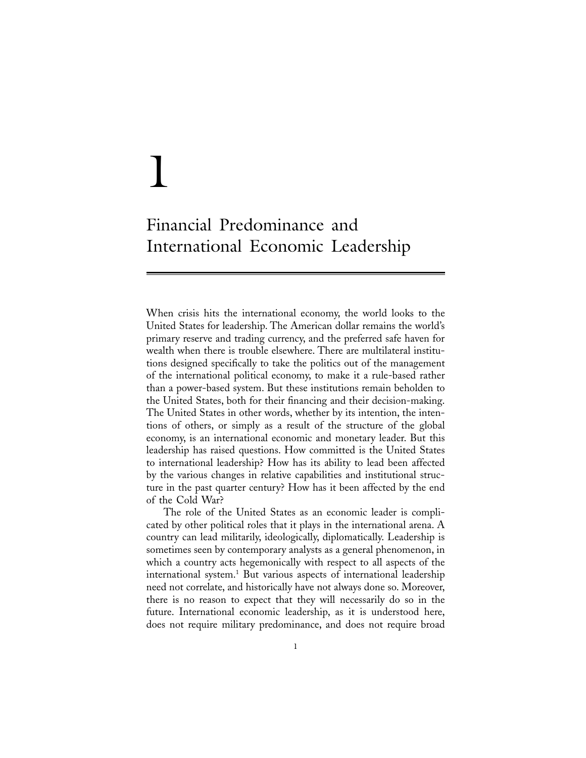# 1

# Financial Predominance and International Economic Leadership

When crisis hits the international economy, the world looks to the United States for leadership. The American dollar remains the world's primary reserve and trading currency, and the preferred safe haven for wealth when there is trouble elsewhere. There are multilateral institutions designed specifically to take the politics out of the management of the international political economy, to make it a rule-based rather than a power-based system. But these institutions remain beholden to the United States, both for their financing and their decision-making. The United States in other words, whether by its intention, the intentions of others, or simply as a result of the structure of the global economy, is an international economic and monetary leader. But this leadership has raised questions. How committed is the United States to international leadership? How has its ability to lead been affected by the various changes in relative capabilities and institutional structure in the past quarter century? How has it been affected by the end of the Cold War?

The role of the United States as an economic leader is complicated by other political roles that it plays in the international arena. A country can lead militarily, ideologically, diplomatically. Leadership is sometimes seen by contemporary analysts as a general phenomenon, in which a country acts hegemonically with respect to all aspects of the international system.[1] But various aspects of international leadership need not correlate, and historically have not always done so. Moreover, there is no reason to expect that they will necessarily do so in the future. International economic leadership, as it is understood here, does not require military predominance, and does not require broad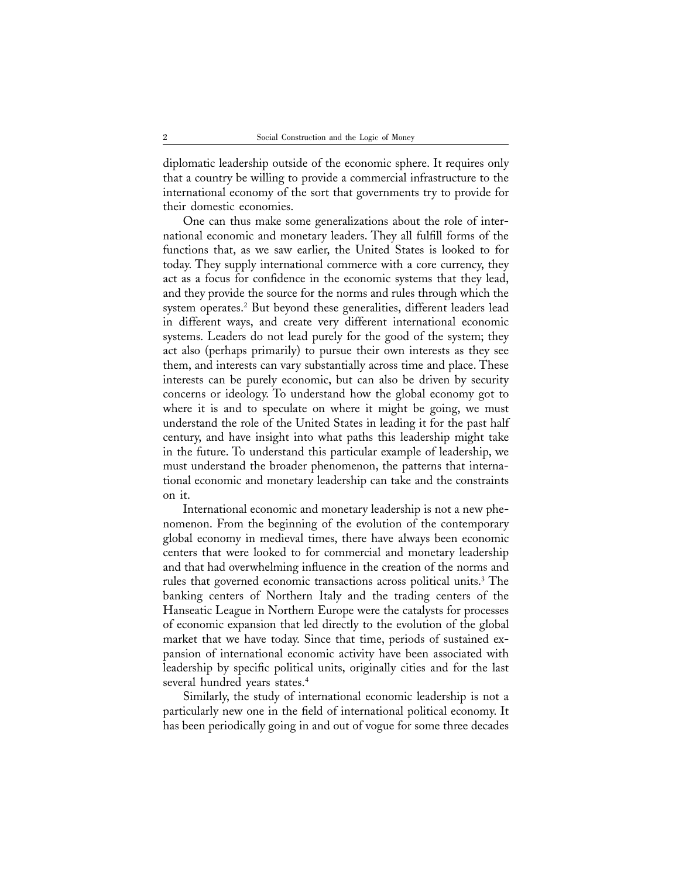diplomatic leadership outside of the economic sphere. It requires only that a country be willing to provide a commercial infrastructure to the international economy of the sort that governments try to provide for their domestic economies.

One can thus make some generalizations about the role of international economic and monetary leaders. They all fulfill forms of the functions that, as we saw earlier, the United States is looked to for today. They supply international commerce with a core currency, they act as a focus for confidence in the economic systems that they lead, and they provide the source for the norms and rules through which the system operates.[2] But beyond these generalities, different leaders lead in different ways, and create very different international economic systems. Leaders do not lead purely for the good of the system; they act also (perhaps primarily) to pursue their own interests as they see them, and interests can vary substantially across time and place. These interests can be purely economic, but can also be driven by security concerns or ideology. To understand how the global economy got to where it is and to speculate on where it might be going, we must understand the role of the United States in leading it for the past half century, and have insight into what paths this leadership might take in the future. To understand this particular example of leadership, we must understand the broader phenomenon, the patterns that international economic and monetary leadership can take and the constraints on it.

International economic and monetary leadership is not a new phenomenon. From the beginning of the evolution of the contemporary global economy in medieval times, there have always been economic centers that were looked to for commercial and monetary leadership and that had overwhelming influence in the creation of the norms and rules that governed economic transactions across political units.[3] The banking centers of Northern Italy and the trading centers of the Hanseatic League in Northern Europe were the catalysts for processes of economic expansion that led directly to the evolution of the global market that we have today. Since that time, periods of sustained expansion of international economic activity have been associated with leadership by specific political units, originally cities and for the last several hundred years states.[4]

Similarly, the study of international economic leadership is not a particularly new one in the field of international political economy. It has been periodically going in and out of vogue for some three decades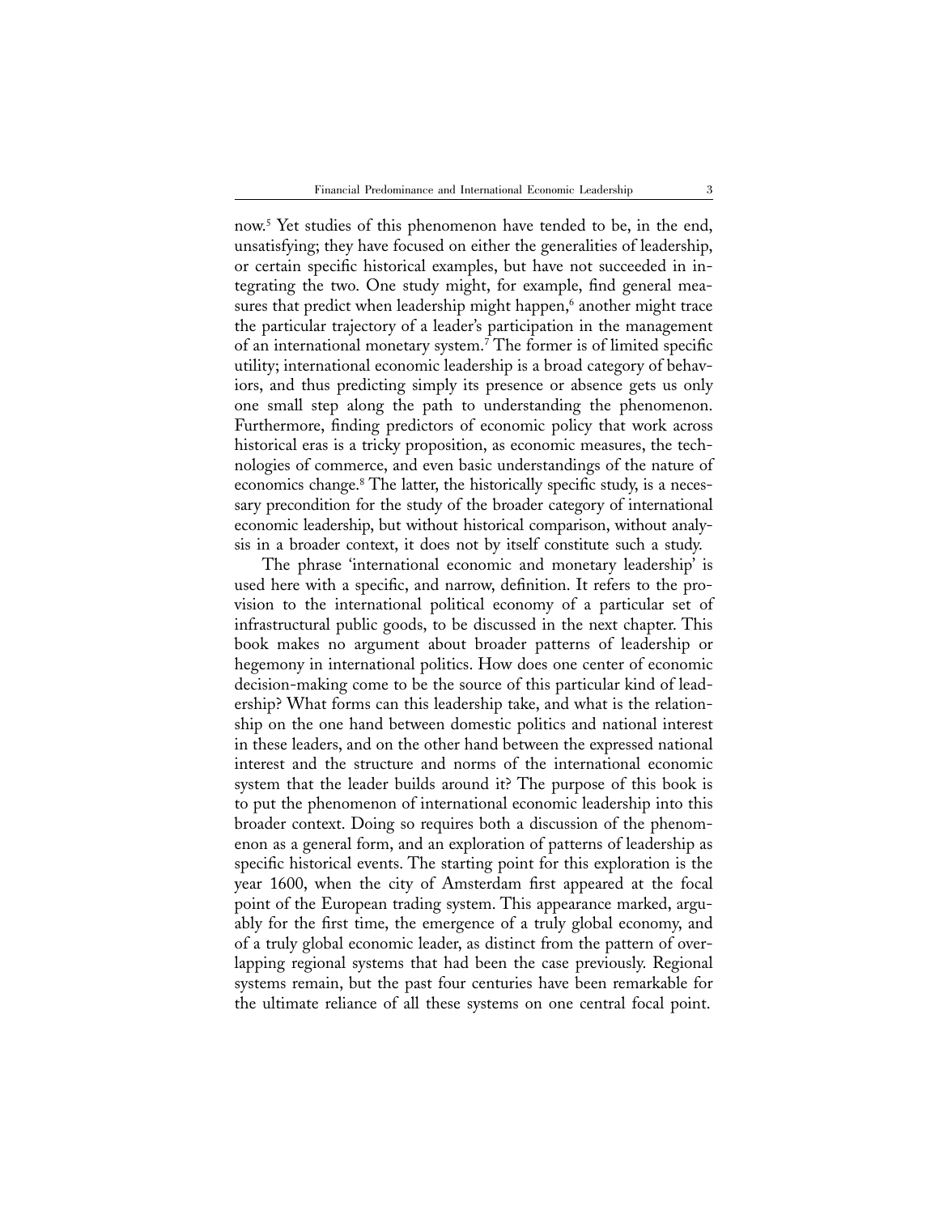now.[5] Yet studies of this phenomenon have tended to be, in the end, unsatisfying; they have focused on either the generalities of leadership, or certain specific historical examples, but have not succeeded in integrating the two. One study might, for example, find general measures that predict when leadership might happen,[6] another might trace the particular trajectory of a leader's participation in the management of an international monetary system.[7] The former is of limited specific utility; international economic leadership is a broad category of behaviors, and thus predicting simply its presence or absence gets us only one small step along the path to understanding the phenomenon. Furthermore, finding predictors of economic policy that work across historical eras is a tricky proposition, as economic measures, the technologies of commerce, and even basic understandings of the nature of economics change.[8] The latter, the historically specific study, is a necessary precondition for the study of the broader category of international economic leadership, but without historical comparison, without analysis in a broader context, it does not by itself constitute such a study.

The phrase 'international economic and monetary leadership' is used here with a specific, and narrow, definition. It refers to the provision to the international political economy of a particular set of infrastructural public goods, to be discussed in the next chapter. This book makes no argument about broader patterns of leadership or hegemony in international politics. How does one center of economic decision-making come to be the source of this particular kind of leadership? What forms can this leadership take, and what is the relationship on the one hand between domestic politics and national interest in these leaders, and on the other hand between the expressed national interest and the structure and norms of the international economic system that the leader builds around it? The purpose of this book is to put the phenomenon of international economic leadership into this broader context. Doing so requires both a discussion of the phenomenon as a general form, and an exploration of patterns of leadership as specific historical events. The starting point for this exploration is the year 1600, when the city of Amsterdam first appeared at the focal point of the European trading system. This appearance marked, arguably for the first time, the emergence of a truly global economy, and of a truly global economic leader, as distinct from the pattern of overlapping regional systems that had been the case previously. Regional systems remain, but the past four centuries have been remarkable for the ultimate reliance of all these systems on one central focal point.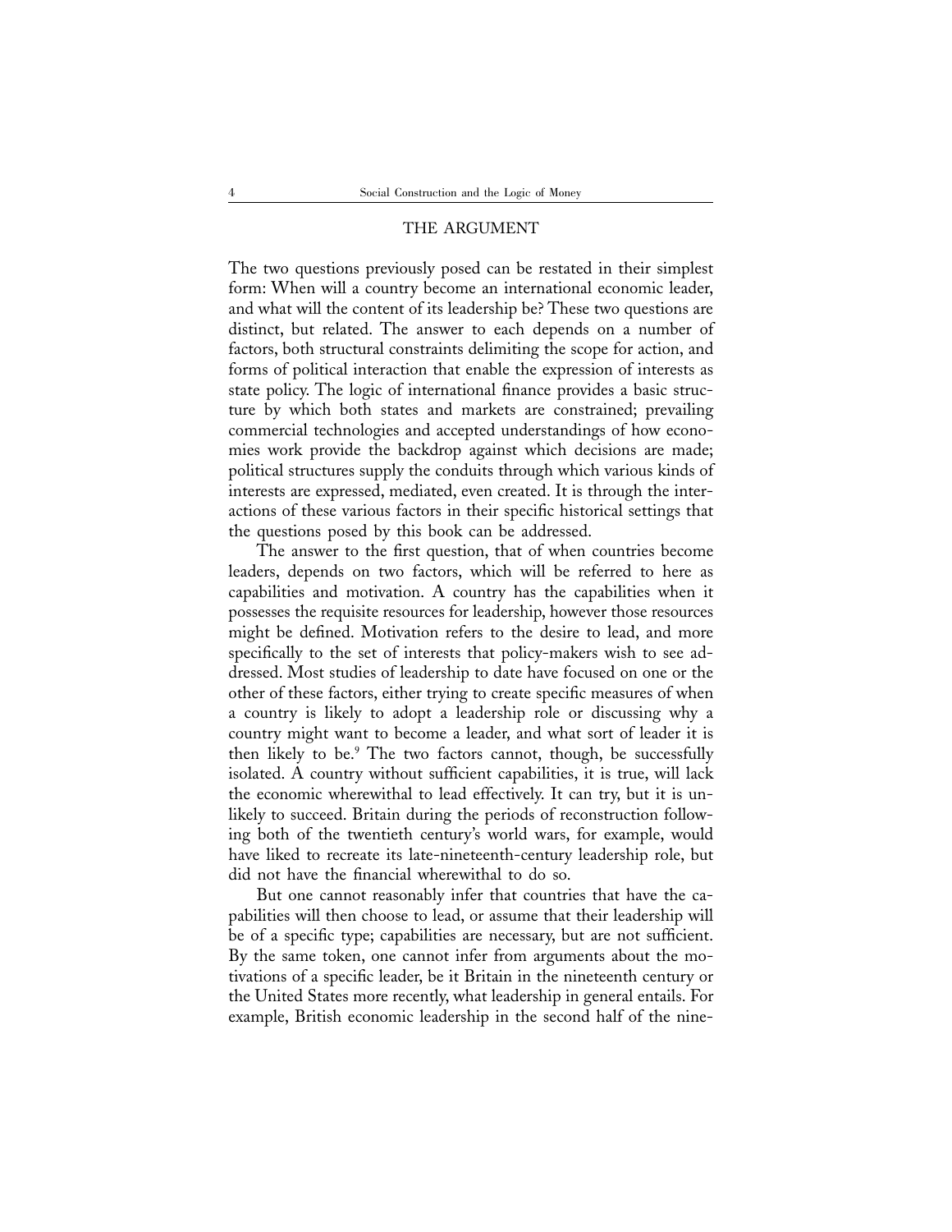## THE ARGUMENT

The two questions previously posed can be restated in their simplest form: When will a country become an international economic leader, and what will the content of its leadership be? These two questions are distinct, but related. The answer to each depends on a number of factors, both structural constraints delimiting the scope for action, and forms of political interaction that enable the expression of interests as state policy. The logic of international finance provides a basic structure by which both states and markets are constrained; prevailing commercial technologies and accepted understandings of how economies work provide the backdrop against which decisions are made; political structures supply the conduits through which various kinds of interests are expressed, mediated, even created. It is through the interactions of these various factors in their specific historical settings that the questions posed by this book can be addressed.

The answer to the first question, that of when countries become leaders, depends on two factors, which will be referred to here as capabilities and motivation. A country has the capabilities when it possesses the requisite resources for leadership, however those resources might be defined. Motivation refers to the desire to lead, and more specifically to the set of interests that policy-makers wish to see addressed. Most studies of leadership to date have focused on one or the other of these factors, either trying to create specific measures of when a country is likely to adopt a leadership role or discussing why a country might want to become a leader, and what sort of leader it is then likely to be.[9] The two factors cannot, though, be successfully isolated. A country without sufficient capabilities, it is true, will lack the economic wherewithal to lead effectively. It can try, but it is unlikely to succeed. Britain during the periods of reconstruction following both of the twentieth century's world wars, for example, would have liked to recreate its late-nineteenth-century leadership role, but did not have the financial wherewithal to do so.

But one cannot reasonably infer that countries that have the capabilities will then choose to lead, or assume that their leadership will be of a specific type; capabilities are necessary, but are not sufficient. By the same token, one cannot infer from arguments about the motivations of a specific leader, be it Britain in the nineteenth century or the United States more recently, what leadership in general entails. For example, British economic leadership in the second half of the nine-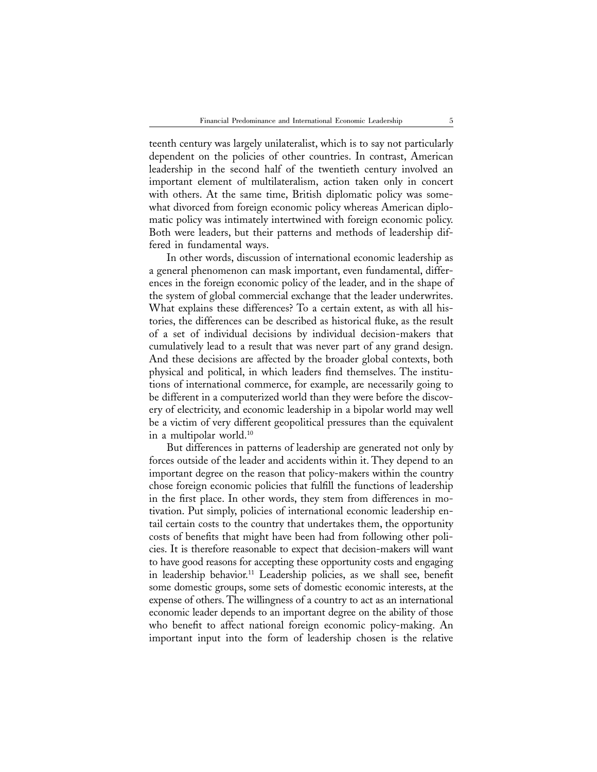teenth century was largely unilateralist, which is to say not particularly dependent on the policies of other countries. In contrast, American leadership in the second half of the twentieth century involved an important element of multilateralism, action taken only in concert with others. At the same time, British diplomatic policy was somewhat divorced from foreign economic policy whereas American diplomatic policy was intimately intertwined with foreign economic policy. Both were leaders, but their patterns and methods of leadership differed in fundamental ways.

In other words, discussion of international economic leadership as a general phenomenon can mask important, even fundamental, differences in the foreign economic policy of the leader, and in the shape of the system of global commercial exchange that the leader underwrites. What explains these differences? To a certain extent, as with all histories, the differences can be described as historical fluke, as the result of a set of individual decisions by individual decision-makers that cumulatively lead to a result that was never part of any grand design. And these decisions are affected by the broader global contexts, both physical and political, in which leaders find themselves. The institutions of international commerce, for example, are necessarily going to be different in a computerized world than they were before the discovery of electricity, and economic leadership in a bipolar world may well be a victim of very different geopolitical pressures than the equivalent in a multipolar world.[10]

But differences in patterns of leadership are generated not only by forces outside of the leader and accidents within it. They depend to an important degree on the reason that policy-makers within the country chose foreign economic policies that fulfill the functions of leadership in the first place. In other words, they stem from differences in motivation. Put simply, policies of international economic leadership entail certain costs to the country that undertakes them, the opportunity costs of benefits that might have been had from following other policies. It is therefore reasonable to expect that decision-makers will want to have good reasons for accepting these opportunity costs and engaging in leadership behavior.[11] Leadership policies, as we shall see, benefit some domestic groups, some sets of domestic economic interests, at the expense of others. The willingness of a country to act as an international economic leader depends to an important degree on the ability of those who benefit to affect national foreign economic policy-making. An important input into the form of leadership chosen is the relative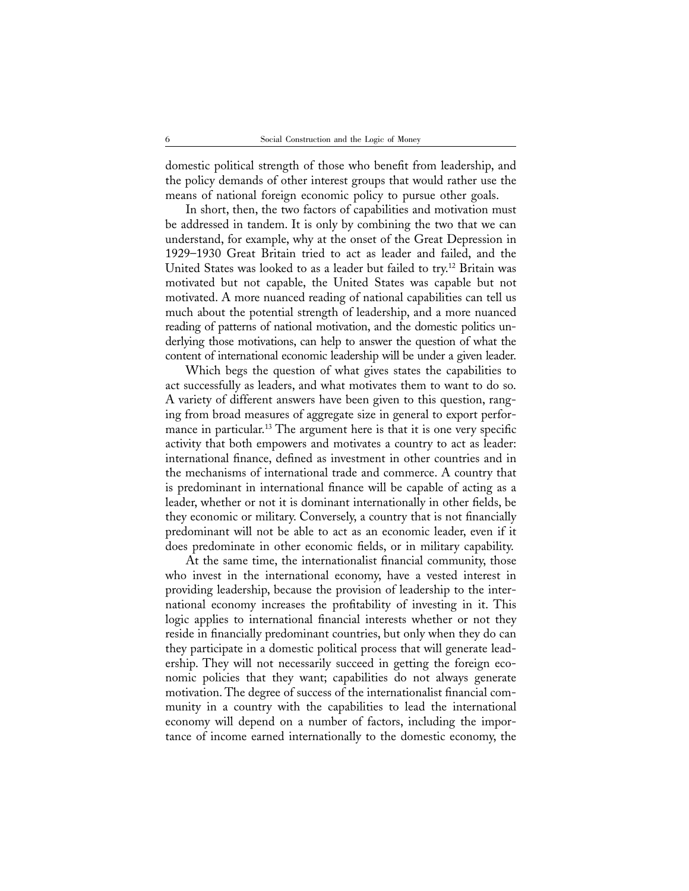domestic political strength of those who benefit from leadership, and the policy demands of other interest groups that would rather use the means of national foreign economic policy to pursue other goals.

In short, then, the two factors of capabilities and motivation must be addressed in tandem. It is only by combining the two that we can understand, for example, why at the onset of the Great Depression in 1929–1930 Great Britain tried to act as leader and failed, and the United States was looked to as a leader but failed to try.[12] Britain was motivated but not capable, the United States was capable but not motivated. A more nuanced reading of national capabilities can tell us much about the potential strength of leadership, and a more nuanced reading of patterns of national motivation, and the domestic politics underlying those motivations, can help to answer the question of what the content of international economic leadership will be under a given leader.

Which begs the question of what gives states the capabilities to act successfully as leaders, and what motivates them to want to do so. A variety of different answers have been given to this question, ranging from broad measures of aggregate size in general to export performance in particular.[13] The argument here is that it is one very specific activity that both empowers and motivates a country to act as leader: international finance, defined as investment in other countries and in the mechanisms of international trade and commerce. A country that is predominant in international finance will be capable of acting as a leader, whether or not it is dominant internationally in other fields, be they economic or military. Conversely, a country that is not financially predominant will not be able to act as an economic leader, even if it does predominate in other economic fields, or in military capability.

At the same time, the internationalist financial community, those who invest in the international economy, have a vested interest in providing leadership, because the provision of leadership to the international economy increases the profitability of investing in it. This logic applies to international financial interests whether or not they reside in financially predominant countries, but only when they do can they participate in a domestic political process that will generate leadership. They will not necessarily succeed in getting the foreign economic policies that they want; capabilities do not always generate motivation. The degree of success of the internationalist financial community in a country with the capabilities to lead the international economy will depend on a number of factors, including the importance of income earned internationally to the domestic economy, the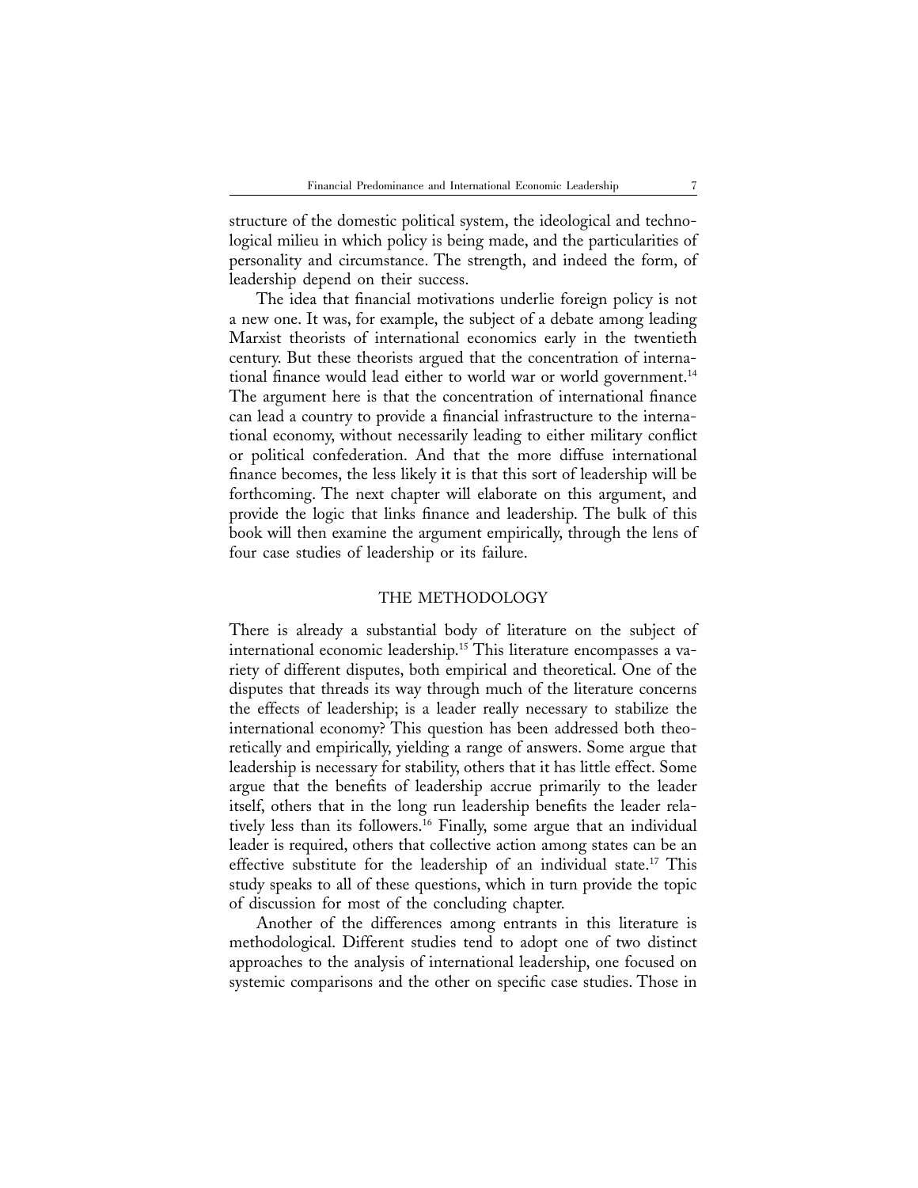structure of the domestic political system, the ideological and technological milieu in which policy is being made, and the particularities of personality and circumstance. The strength, and indeed the form, of leadership depend on their success.

The idea that financial motivations underlie foreign policy is not a new one. It was, for example, the subject of a debate among leading Marxist theorists of international economics early in the twentieth century. But these theorists argued that the concentration of international finance would lead either to world war or world government.[14] The argument here is that the concentration of international finance can lead a country to provide a financial infrastructure to the international economy, without necessarily leading to either military conflict or political confederation. And that the more diffuse international finance becomes, the less likely it is that this sort of leadership will be forthcoming. The next chapter will elaborate on this argument, and provide the logic that links finance and leadership. The bulk of this book will then examine the argument empirically, through the lens of four case studies of leadership or its failure.

## THE METHODOLOGY

There is already a substantial body of literature on the subject of international economic leadership.[15] This literature encompasses a variety of different disputes, both empirical and theoretical. One of the disputes that threads its way through much of the literature concerns the effects of leadership; is a leader really necessary to stabilize the international economy? This question has been addressed both theoretically and empirically, yielding a range of answers. Some argue that leadership is necessary for stability, others that it has little effect. Some argue that the benefits of leadership accrue primarily to the leader itself, others that in the long run leadership benefits the leader relatively less than its followers.[16] Finally, some argue that an individual leader is required, others that collective action among states can be an effective substitute for the leadership of an individual state.[17] This study speaks to all of these questions, which in turn provide the topic of discussion for most of the concluding chapter.

Another of the differences among entrants in this literature is methodological. Different studies tend to adopt one of two distinct approaches to the analysis of international leadership, one focused on systemic comparisons and the other on specific case studies. Those in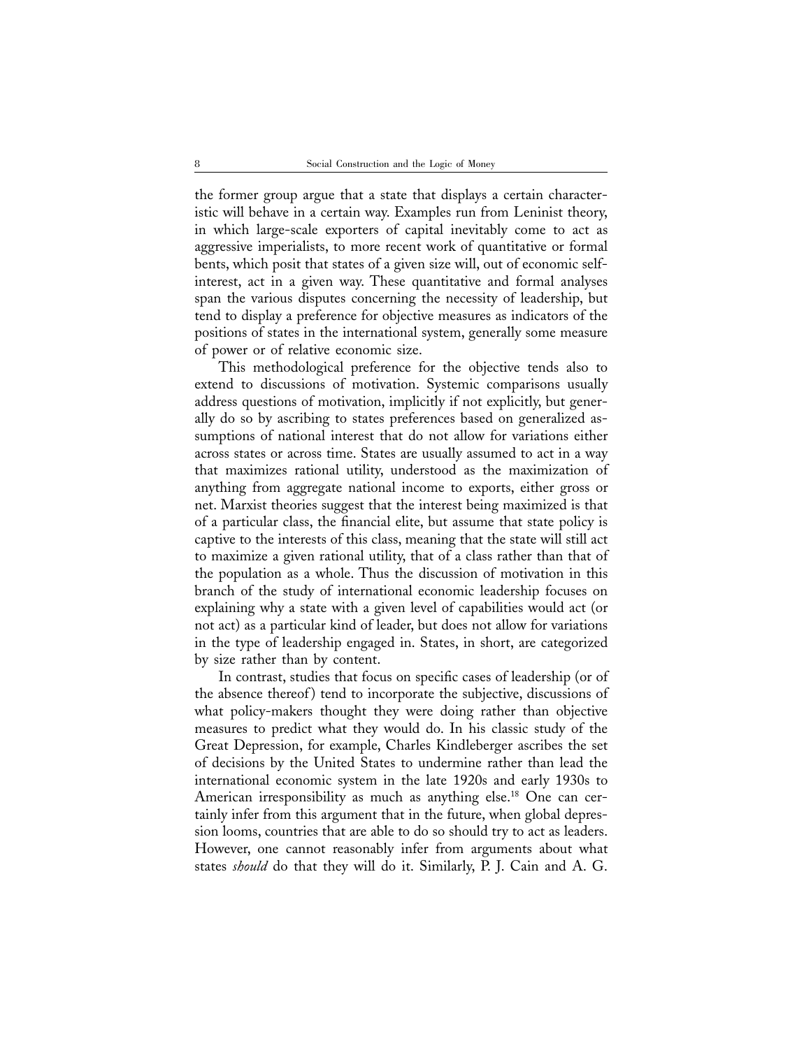the former group argue that a state that displays a certain characteristic will behave in a certain way. Examples run from Leninist theory, in which large-scale exporters of capital inevitably come to act as aggressive imperialists, to more recent work of quantitative or formal bents, which posit that states of a given size will, out of economic self-interest, act in a given way. These quantitative and formal analyses span the various disputes concerning the necessity of leadership, but tend to display a preference for objective measures as indicators of the positions of states in the international system, generally some measure of power or of relative economic size.

This methodological preference for the objective tends also to extend to discussions of motivation. Systemic comparisons usually address questions of motivation, implicitly if not explicitly, but generally do so by ascribing to states preferences based on generalized assumptions of national interest that do not allow for variations either across states or across time. States are usually assumed to act in a way that maximizes rational utility, understood as the maximization of anything from aggregate national income to exports, either gross or net. Marxist theories suggest that the interest being maximized is that of a particular class, the financial elite, but assume that state policy is captive to the interests of this class, meaning that the state will still act to maximize a given rational utility, that of a class rather than that of the population as a whole. Thus the discussion of motivation in this branch of the study of international economic leadership focuses on explaining why a state with a given level of capabilities would act (or not act) as a particular kind of leader, but does not allow for variations in the type of leadership engaged in. States, in short, are categorized by size rather than by content.

In contrast, studies that focus on specific cases of leadership (or of the absence thereof) tend to incorporate the subjective, discussions of what policy-makers thought they were doing rather than objective measures to predict what they would do. In his classic study of the Great Depression, for example, Charles Kindleberger ascribes the set of decisions by the United States to undermine rather than lead the international economic system in the late 1920s and early 1930s to American irresponsibility as much as anything else.[18] One can certainly infer from this argument that in the future, when global depression looms, countries that are able to do so should try to act as leaders. However, one cannot reasonably infer from arguments about what states *should* do that they will do it. Similarly, P. J. Cain and A. G.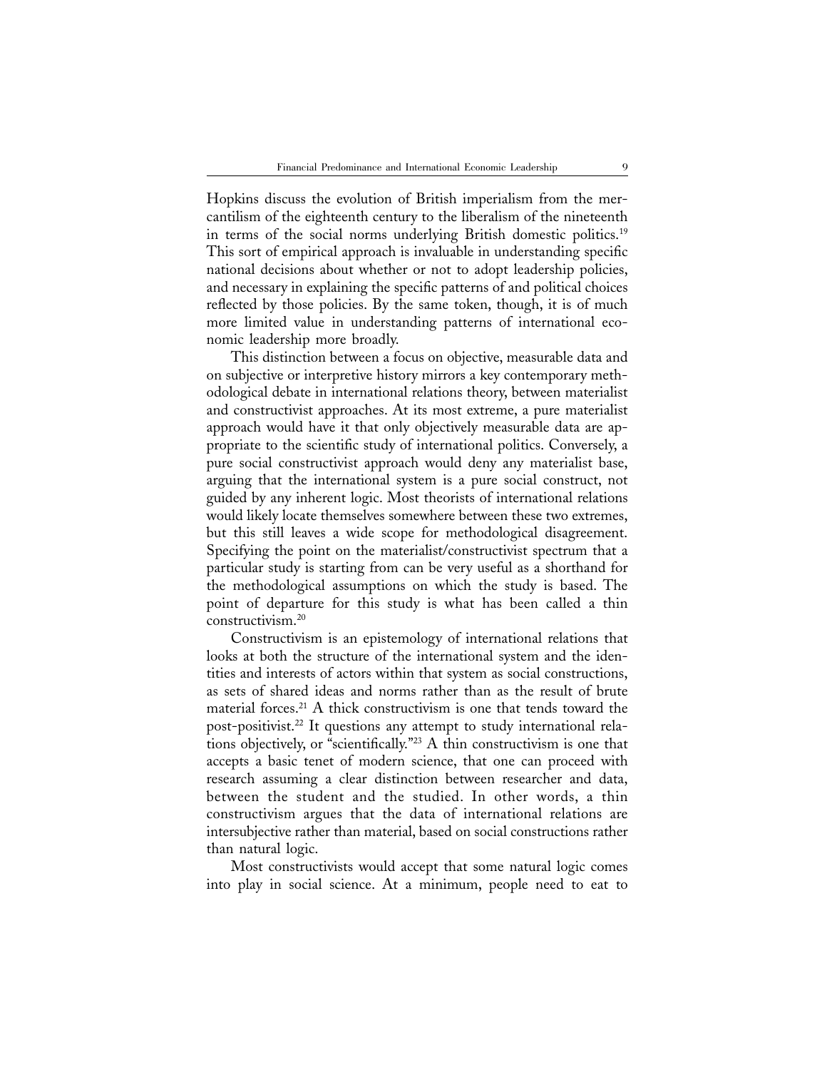Hopkins discuss the evolution of British imperialism from the mercantilism of the eighteenth century to the liberalism of the nineteenth in terms of the social norms underlying British domestic politics.[19] This sort of empirical approach is invaluable in understanding specific national decisions about whether or not to adopt leadership policies, and necessary in explaining the specific patterns of and political choices reflected by those policies. By the same token, though, it is of much more limited value in understanding patterns of international economic leadership more broadly.

This distinction between a focus on objective, measurable data and on subjective or interpretive history mirrors a key contemporary methodological debate in international relations theory, between materialist and constructivist approaches. At its most extreme, a pure materialist approach would have it that only objectively measurable data are appropriate to the scientific study of international politics. Conversely, a pure social constructivist approach would deny any materialist base, arguing that the international system is a pure social construct, not guided by any inherent logic. Most theorists of international relations would likely locate themselves somewhere between these two extremes, but this still leaves a wide scope for methodological disagreement. Specifying the point on the materialist/constructivist spectrum that a particular study is starting from can be very useful as a shorthand for the methodological assumptions on which the study is based. The point of departure for this study is what has been called a thin constructivism.[20]

Constructivism is an epistemology of international relations that looks at both the structure of the international system and the identities and interests of actors within that system as social constructions, as sets of shared ideas and norms rather than as the result of brute material forces.[21] A thick constructivism is one that tends toward the post-positivist.[22] It questions any attempt to study international relations objectively, or "scientifically."[23] A thin constructivism is one that accepts a basic tenet of modern science, that one can proceed with research assuming a clear distinction between researcher and data, between the student and the studied. In other words, a thin constructivism argues that the data of international relations are intersubjective rather than material, based on social constructions rather than natural logic.

Most constructivists would accept that some natural logic comes into play in social science. At a minimum, people need to eat to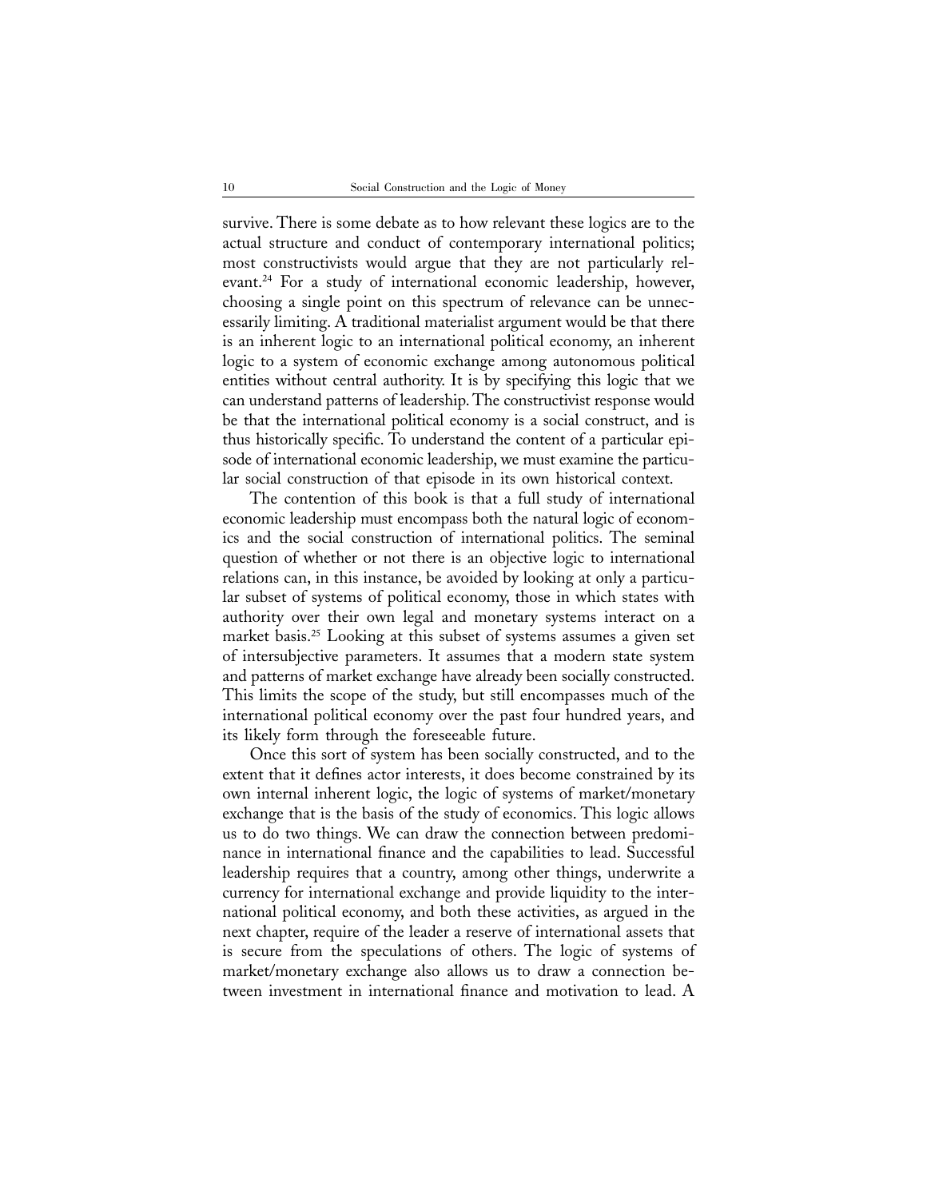survive. There is some debate as to how relevant these logics are to the actual structure and conduct of contemporary international politics; most constructivists would argue that they are not particularly relevant.[24] For a study of international economic leadership, however, choosing a single point on this spectrum of relevance can be unnecessarily limiting. A traditional materialist argument would be that there is an inherent logic to an international political economy, an inherent logic to a system of economic exchange among autonomous political entities without central authority. It is by specifying this logic that we can understand patterns of leadership. The constructivist response would be that the international political economy is a social construct, and is thus historically specific. To understand the content of a particular episode of international economic leadership, we must examine the particular social construction of that episode in its own historical context.

The contention of this book is that a full study of international economic leadership must encompass both the natural logic of economics and the social construction of international politics. The seminal question of whether or not there is an objective logic to international relations can, in this instance, be avoided by looking at only a particular subset of systems of political economy, those in which states with authority over their own legal and monetary systems interact on a market basis.[25] Looking at this subset of systems assumes a given set of intersubjective parameters. It assumes that a modern state system and patterns of market exchange have already been socially constructed. This limits the scope of the study, but still encompasses much of the international political economy over the past four hundred years, and its likely form through the foreseeable future.

Once this sort of system has been socially constructed, and to the extent that it defines actor interests, it does become constrained by its own internal inherent logic, the logic of systems of market/monetary exchange that is the basis of the study of economics. This logic allows us to do two things. We can draw the connection between predominance in international finance and the capabilities to lead. Successful leadership requires that a country, among other things, underwrite a currency for international exchange and provide liquidity to the international political economy, and both these activities, as argued in the next chapter, require of the leader a reserve of international assets that is secure from the speculations of others. The logic of systems of market/monetary exchange also allows us to draw a connection between investment in international finance and motivation to lead. A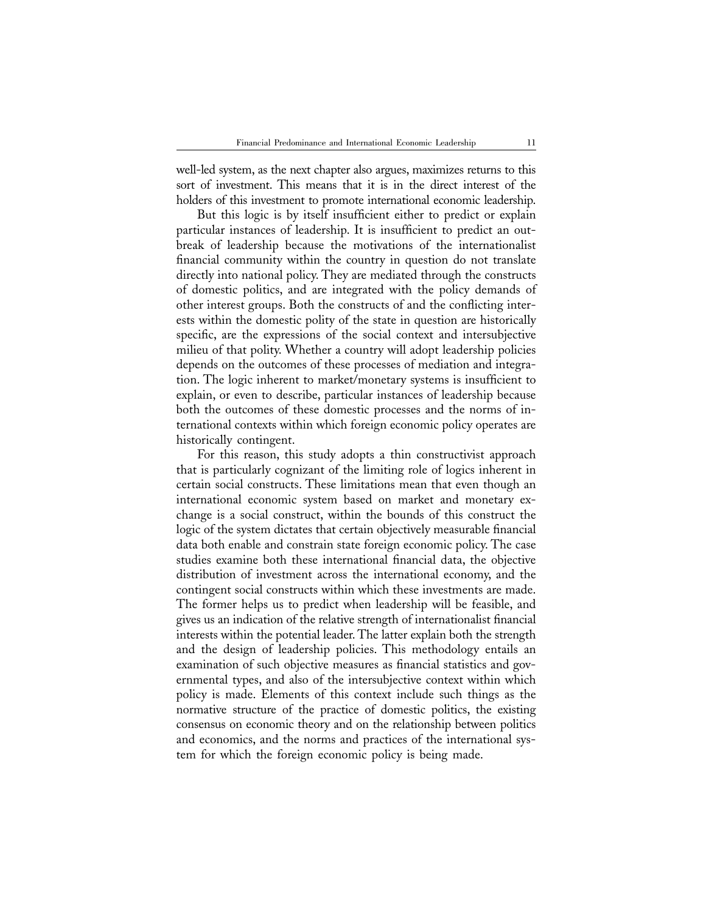well-led system, as the next chapter also argues, maximizes returns to this sort of investment. This means that it is in the direct interest of the holders of this investment to promote international economic leadership.

But this logic is by itself insufficient either to predict or explain particular instances of leadership. It is insufficient to predict an outbreak of leadership because the motivations of the internationalist financial community within the country in question do not translate directly into national policy. They are mediated through the constructs of domestic politics, and are integrated with the policy demands of other interest groups. Both the constructs of and the conflicting interests within the domestic polity of the state in question are historically specific, are the expressions of the social context and intersubjective milieu of that polity. Whether a country will adopt leadership policies depends on the outcomes of these processes of mediation and integration. The logic inherent to market/monetary systems is insufficient to explain, or even to describe, particular instances of leadership because both the outcomes of these domestic processes and the norms of international contexts within which foreign economic policy operates are historically contingent.

For this reason, this study adopts a thin constructivist approach that is particularly cognizant of the limiting role of logics inherent in certain social constructs. These limitations mean that even though an international economic system based on market and monetary exchange is a social construct, within the bounds of this construct the logic of the system dictates that certain objectively measurable financial data both enable and constrain state foreign economic policy. The case studies examine both these international financial data, the objective distribution of investment across the international economy, and the contingent social constructs within which these investments are made. The former helps us to predict when leadership will be feasible, and gives us an indication of the relative strength of internationalist financial interests within the potential leader. The latter explain both the strength and the design of leadership policies. This methodology entails an examination of such objective measures as financial statistics and governmental types, and also of the intersubjective context within which policy is made. Elements of this context include such things as the normative structure of the practice of domestic politics, the existing consensus on economic theory and on the relationship between politics and economics, and the norms and practices of the international system for which the foreign economic policy is being made.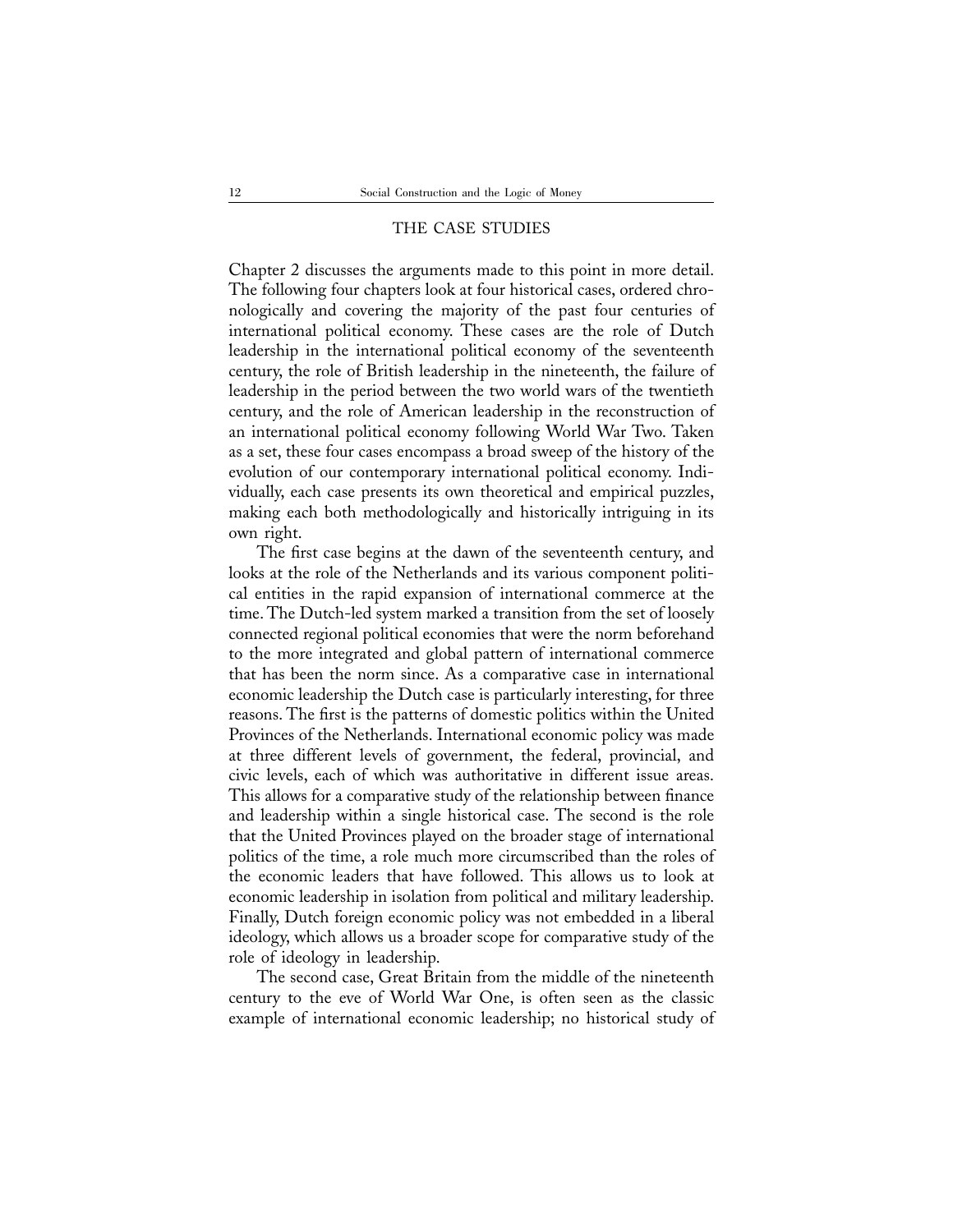## THE CASE STUDIES

Chapter 2 discusses the arguments made to this point in more detail. The following four chapters look at four historical cases, ordered chronologically and covering the majority of the past four centuries of international political economy. These cases are the role of Dutch leadership in the international political economy of the seventeenth century, the role of British leadership in the nineteenth, the failure of leadership in the period between the two world wars of the twentieth century, and the role of American leadership in the reconstruction of an international political economy following World War Two. Taken as a set, these four cases encompass a broad sweep of the history of the evolution of our contemporary international political economy. Individually, each case presents its own theoretical and empirical puzzles, making each both methodologically and historically intriguing in its own right.

The first case begins at the dawn of the seventeenth century, and looks at the role of the Netherlands and its various component political entities in the rapid expansion of international commerce at the time. The Dutch-led system marked a transition from the set of loosely connected regional political economies that were the norm beforehand to the more integrated and global pattern of international commerce that has been the norm since. As a comparative case in international economic leadership the Dutch case is particularly interesting, for three reasons. The first is the patterns of domestic politics within the United Provinces of the Netherlands. International economic policy was made at three different levels of government, the federal, provincial, and civic levels, each of which was authoritative in different issue areas. This allows for a comparative study of the relationship between finance and leadership within a single historical case. The second is the role that the United Provinces played on the broader stage of international politics of the time, a role much more circumscribed than the roles of the economic leaders that have followed. This allows us to look at economic leadership in isolation from political and military leadership. Finally, Dutch foreign economic policy was not embedded in a liberal ideology, which allows us a broader scope for comparative study of the role of ideology in leadership.

The second case, Great Britain from the middle of the nineteenth century to the eve of World War One, is often seen as the classic example of international economic leadership; no historical study of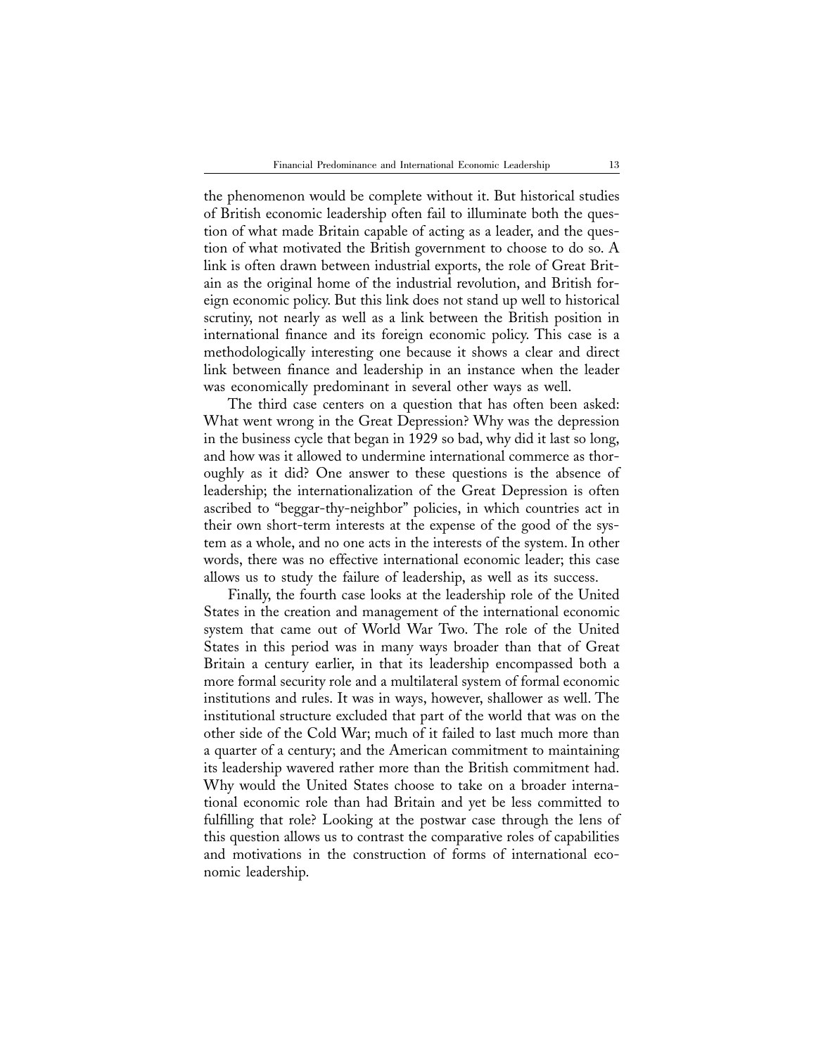the phenomenon would be complete without it. But historical studies of British economic leadership often fail to illuminate both the question of what made Britain capable of acting as a leader, and the question of what motivated the British government to choose to do so. A link is often drawn between industrial exports, the role of Great Britain as the original home of the industrial revolution, and British foreign economic policy. But this link does not stand up well to historical scrutiny, not nearly as well as a link between the British position in international finance and its foreign economic policy. This case is a methodologically interesting one because it shows a clear and direct link between finance and leadership in an instance when the leader was economically predominant in several other ways as well.

The third case centers on a question that has often been asked: What went wrong in the Great Depression? Why was the depression in the business cycle that began in 1929 so bad, why did it last so long, and how was it allowed to undermine international commerce as thoroughly as it did? One answer to these questions is the absence of leadership; the internationalization of the Great Depression is often ascribed to "beggar-thy-neighbor" policies, in which countries act in their own short-term interests at the expense of the good of the system as a whole, and no one acts in the interests of the system. In other words, there was no effective international economic leader; this case allows us to study the failure of leadership, as well as its success.

Finally, the fourth case looks at the leadership role of the United States in the creation and management of the international economic system that came out of World War Two. The role of the United States in this period was in many ways broader than that of Great Britain a century earlier, in that its leadership encompassed both a more formal security role and a multilateral system of formal economic institutions and rules. It was in ways, however, shallower as well. The institutional structure excluded that part of the world that was on the other side of the Cold War; much of it failed to last much more than a quarter of a century; and the American commitment to maintaining its leadership wavered rather more than the British commitment had. Why would the United States choose to take on a broader international economic role than had Britain and yet be less committed to fulfilling that role? Looking at the postwar case through the lens of this question allows us to contrast the comparative roles of capabilities and motivations in the construction of forms of international economic leadership.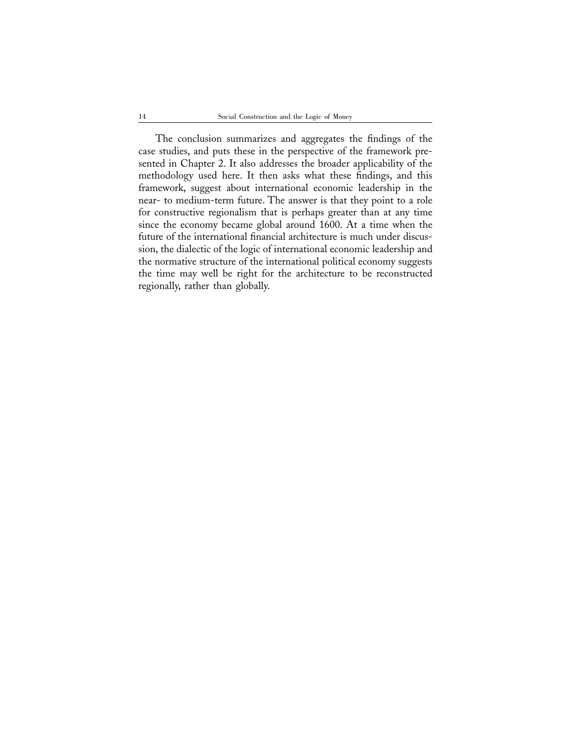The conclusion summarizes and aggregates the findings of the case studies, and puts these in the perspective of the framework presented in Chapter 2. It also addresses the broader applicability of the methodology used here. It then asks what these findings, and this framework, suggest about international economic leadership in the near- to medium-term future. The answer is that they point to a role for constructive regionalism that is perhaps greater than at any time since the economy became global around 1600. At a time when the future of the international financial architecture is much under discussion, the dialectic of the logic of international economic leadership and the normative structure of the international political economy suggests the time may well be right for the architecture to be reconstructed regionally, rather than globally.